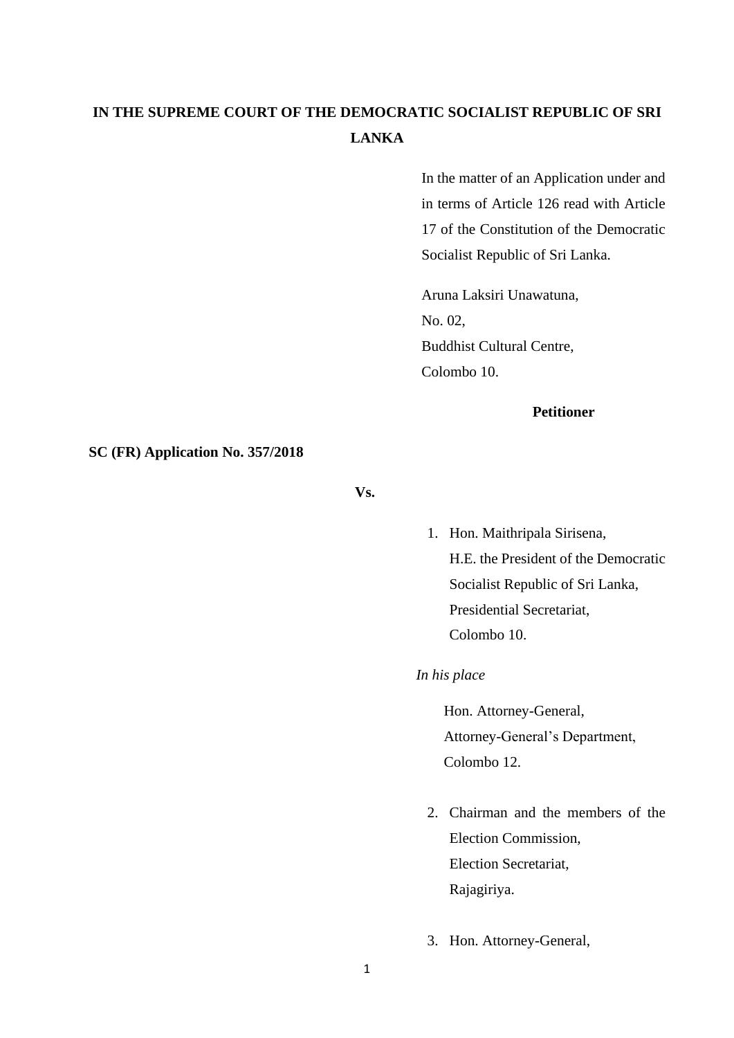**IN THE SUPREME COURT OF THE DEMOCRATIC SOCIALIST REPUBLIC OF SRI LANKA**

In the matter of an Application under and in terms of Article 126 read with Article 17 of the Constitution of the Democratic Socialist Republic of Sri Lanka.

Aruna Laksiri Unawatuna,
No. 02,
Buddhist Cultural Centre,
Colombo 10.

**Petitioner**

**SC (FR) Application No. 357/2018**

**Vs.**

1. Hon. Maithripala Sirisena,
   H.E. the President of the Democratic Socialist Republic of Sri Lanka,
   Presidential Secretariat,
   Colombo 10.

*In his place*

Hon. Attorney-General,
Attorney-General's Department,
Colombo 12.

2. Chairman and the members of the Election Commission,
   Election Secretariat,
   Rajagiriya.

3. Hon. Attorney-General,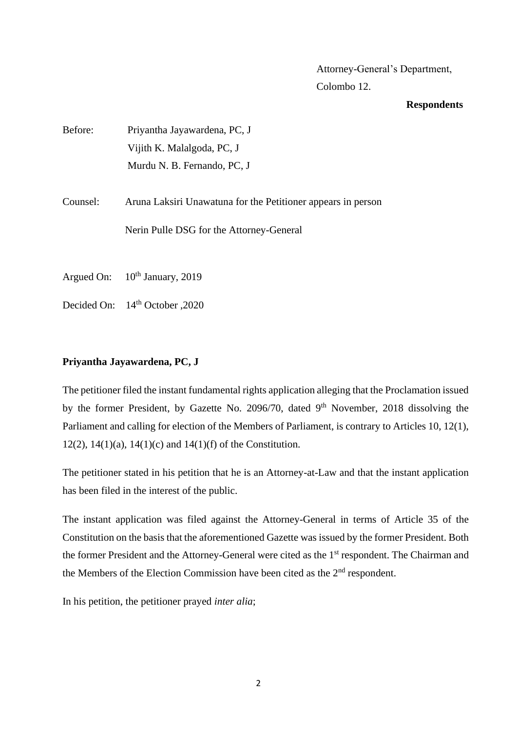Attorney-General's Department,
Colombo 12.

**Respondents**

Before: Priyantha Jayawardena, PC, J
Vijith K. Malalgoda, PC, J
Murdu N. B. Fernando, PC, J

Counsel: Aruna Laksiri Unawatuna for the Petitioner appears in person

Nerin Pulle DSG for the Attorney-General

Argued On: 10th January, 2019

Decided On: 14th October ,2020

**Priyantha Jayawardena, PC, J**

The petitioner filed the instant fundamental rights application alleging that the Proclamation issued by the former President, by Gazette No. 2096/70, dated 9th November, 2018 dissolving the Parliament and calling for election of the Members of Parliament, is contrary to Articles 10, 12(1), 12(2), 14(1)(a), 14(1)(c) and 14(1)(f) of the Constitution.

The petitioner stated in his petition that he is an Attorney-at-Law and that the instant application has been filed in the interest of the public.

The instant application was filed against the Attorney-General in terms of Article 35 of the Constitution on the basis that the aforementioned Gazette was issued by the former President. Both the former President and the Attorney-General were cited as the 1st respondent. The Chairman and the Members of the Election Commission have been cited as the 2nd respondent.

In his petition, the petitioner prayed *inter alia*;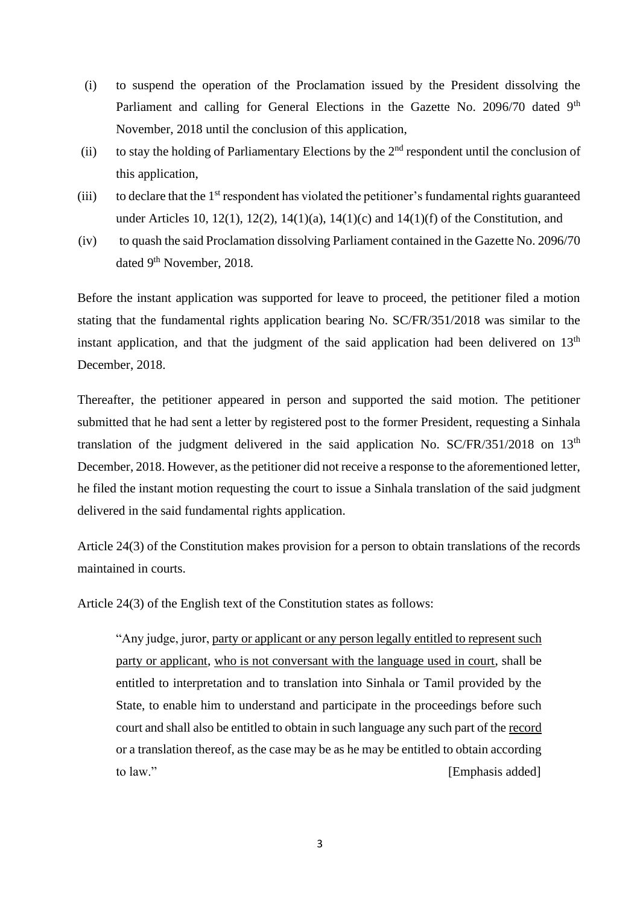(i) to suspend the operation of the Proclamation issued by the President dissolving the Parliament and calling for General Elections in the Gazette No. 2096/70 dated 9th November, 2018 until the conclusion of this application,

(ii) to stay the holding of Parliamentary Elections by the 2nd respondent until the conclusion of this application,

(iii) to declare that the 1st respondent has violated the petitioner's fundamental rights guaranteed under Articles 10, 12(1), 12(2), 14(1)(a), 14(1)(c) and 14(1)(f) of the Constitution, and

(iv) to quash the said Proclamation dissolving Parliament contained in the Gazette No. 2096/70 dated 9th November, 2018.

Before the instant application was supported for leave to proceed, the petitioner filed a motion stating that the fundamental rights application bearing No. SC/FR/351/2018 was similar to the instant application, and that the judgment of the said application had been delivered on 13th December, 2018.

Thereafter, the petitioner appeared in person and supported the said motion. The petitioner submitted that he had sent a letter by registered post to the former President, requesting a Sinhala translation of the judgment delivered in the said application No. SC/FR/351/2018 on 13th December, 2018. However, as the petitioner did not receive a response to the aforementioned letter, he filed the instant motion requesting the court to issue a Sinhala translation of the said judgment delivered in the said fundamental rights application.

Article 24(3) of the Constitution makes provision for a person to obtain translations of the records maintained in courts.

Article 24(3) of the English text of the Constitution states as follows:

> "Any judge, juror, <u>party or applicant or any person legally entitled to represent such party or applicant</u>, <u>who is not conversant with the language used in court</u>, shall be entitled to interpretation and to translation into Sinhala or Tamil provided by the State, to enable him to understand and participate in the proceedings before such court and shall also be entitled to obtain in such language any such part of the <u>record</u> or a translation thereof, as the case may be as he may be entitled to obtain according to law." [Emphasis added]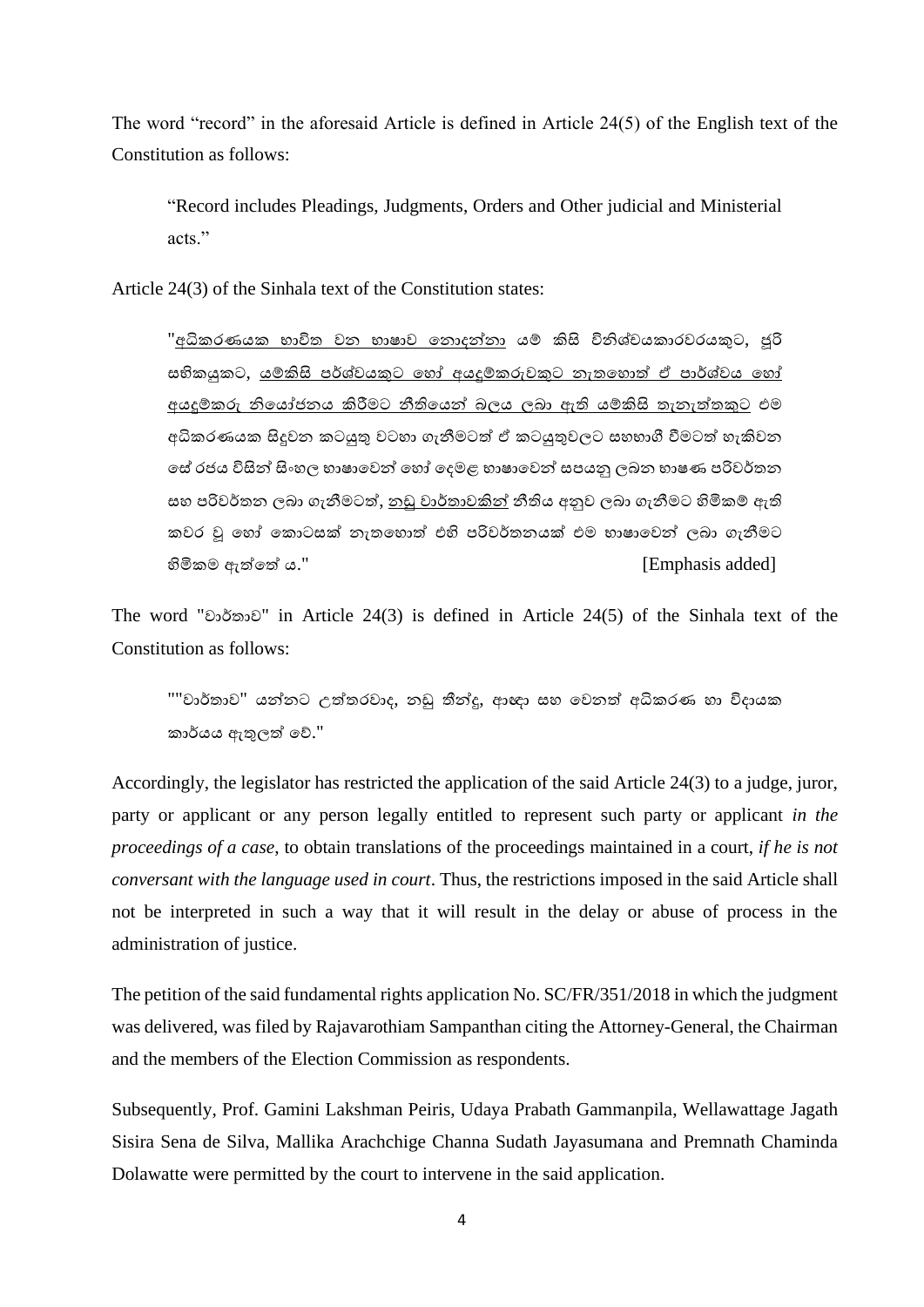The word "record" in the aforesaid Article is defined in Article 24(5) of the English text of the Constitution as follows:

> "Record includes Pleadings, Judgments, Orders and Other judicial and Ministerial acts."

Article 24(3) of the Sinhala text of the Constitution states:

> "<u>අධිකරණයක භාවිත වන භාෂාව නොදන්නා</u> යම් කිසි විනිශ්චයකාරවරයකුට, ජූරි සභිකයුකට, <u>යම්කිසි පර්ශ්වයකුට හෝ අයදුම්කරුවකුට නැතහොත් ඒ පාර්ශ්වය හෝ අයදුම්කරු නියෝජනය කිරීමට නීතියෙන් බලය ලබා ඇති යම්කිසි තැනැත්තකුට</u> එම අධිකරණයක සිදුවන කටයුතු වටහා ගැනීමටත් ඒ කටයුතුවලට සහභාගී වීමටත් හැකිවන සේ රජය විසින් සිංහල භාෂාවෙන් හෝ දෙමළ භාෂාවෙන් සපයනු ලබන භාෂණ පරිවර්තන සහ පරිවර්තන ලබා ගැනීමටත්, <u>නඩු වාර්තාවකින්</u> නීතිය අනුව ලබා ගැනීමට හිමිකම් ඇති කවර වූ හෝ කොටසක් නැතහොත් එහි පරිවර්තනයක් එම භාෂාවෙන් ලබා ගැනීමට හිමිකම ඇත්තේ ය." [Emphasis added]

The word "වාර්තාව" in Article 24(3) is defined in Article 24(5) of the Sinhala text of the Constitution as follows:

> ""වාර්තාව" යන්නට උත්තරවාද, නඩු තීන්දු, ආඥා සහ වෙනත් අධිකරණ හා විධායක කාර්යය ඇතුලත් වේ."

Accordingly, the legislator has restricted the application of the said Article 24(3) to a judge, juror, party or applicant or any person legally entitled to represent such party or applicant *in the proceedings of a case*, to obtain translations of the proceedings maintained in a court, *if he is not conversant with the language used in court*. Thus, the restrictions imposed in the said Article shall not be interpreted in such a way that it will result in the delay or abuse of process in the administration of justice.

The petition of the said fundamental rights application No. SC/FR/351/2018 in which the judgment was delivered, was filed by Rajavarothiam Sampanthan citing the Attorney-General, the Chairman and the members of the Election Commission as respondents.

Subsequently, Prof. Gamini Lakshman Peiris, Udaya Prabath Gammanpila, Wellawattage Jagath Sisira Sena de Silva, Mallika Arachchige Channa Sudath Jayasumana and Premnath Chaminda Dolawatte were permitted by the court to intervene in the said application.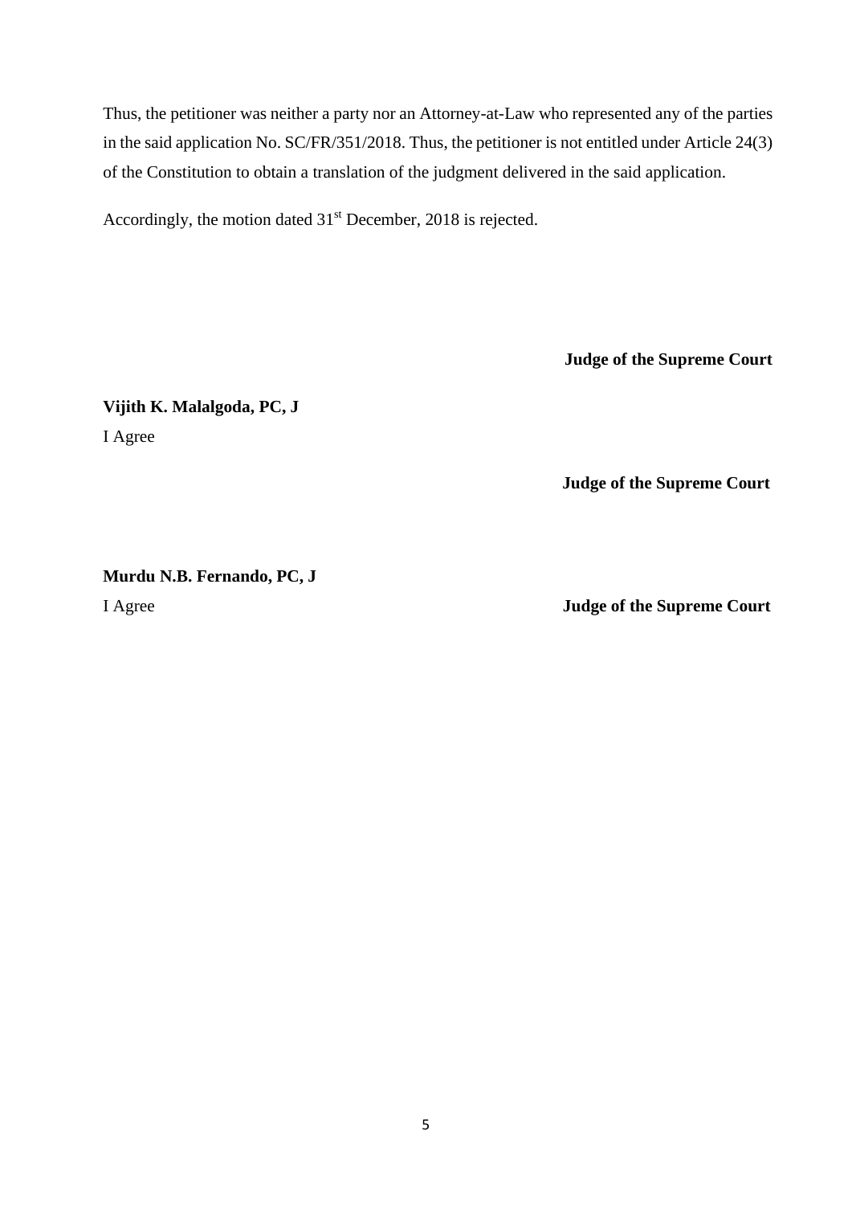Thus, the petitioner was neither a party nor an Attorney-at-Law who represented any of the parties in the said application No. SC/FR/351/2018. Thus, the petitioner is not entitled under Article 24(3) of the Constitution to obtain a translation of the judgment delivered in the said application.

Accordingly, the motion dated 31st December, 2018 is rejected.

**Judge of the Supreme Court**

**Vijith K. Malalgoda, PC, J**

I Agree

**Judge of the Supreme Court**

**Murdu N.B. Fernando, PC, J**

I Agree

**Judge of the Supreme Court**